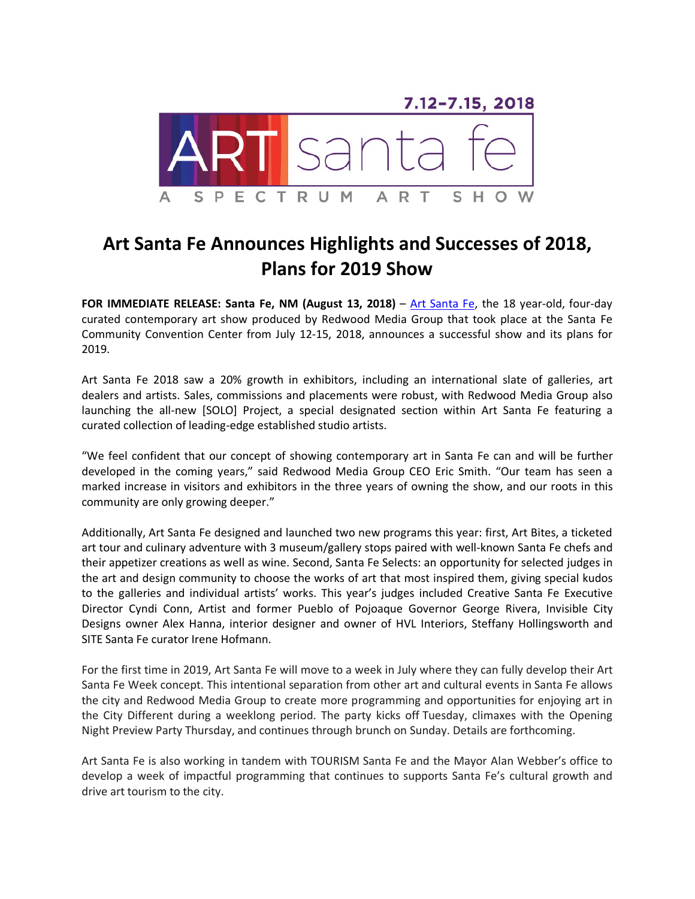7.12–7.15, 2018

ART santa fe

A SPECTRUM ART SHOW

# Art Santa Fe Announces Highlights and Successes of 2018, Plans for 2019 Show

**FOR IMMEDIATE RELEASE: Santa Fe, NM (August 13, 2018)** – Art Santa Fe, the 18 year-old, four-day curated contemporary art show produced by Redwood Media Group that took place at the Santa Fe Community Convention Center from July 12-15, 2018, announces a successful show and its plans for 2019.

Art Santa Fe 2018 saw a 20% growth in exhibitors, including an international slate of galleries, art dealers and artists. Sales, commissions and placements were robust, with Redwood Media Group also launching the all-new [SOLO] Project, a special designated section within Art Santa Fe featuring a curated collection of leading-edge established studio artists.

"We feel confident that our concept of showing contemporary art in Santa Fe can and will be further developed in the coming years," said Redwood Media Group CEO Eric Smith. "Our team has seen a marked increase in visitors and exhibitors in the three years of owning the show, and our roots in this community are only growing deeper."

Additionally, Art Santa Fe designed and launched two new programs this year: first, Art Bites, a ticketed art tour and culinary adventure with 3 museum/gallery stops paired with well-known Santa Fe chefs and their appetizer creations as well as wine. Second, Santa Fe Selects: an opportunity for selected judges in the art and design community to choose the works of art that most inspired them, giving special kudos to the galleries and individual artists' works. This year's judges included Creative Santa Fe Executive Director Cyndi Conn, Artist and former Pueblo of Pojoaque Governor George Rivera, Invisible City Designs owner Alex Hanna, interior designer and owner of HVL Interiors, Steffany Hollingsworth and SITE Santa Fe curator Irene Hofmann.

For the first time in 2019, Art Santa Fe will move to a week in July where they can fully develop their Art Santa Fe Week concept. This intentional separation from other art and cultural events in Santa Fe allows the city and Redwood Media Group to create more programming and opportunities for enjoying art in the City Different during a weeklong period. The party kicks off Tuesday, climaxes with the Opening Night Preview Party Thursday, and continues through brunch on Sunday. Details are forthcoming.

Art Santa Fe is also working in tandem with TOURISM Santa Fe and the Mayor Alan Webber's office to develop a week of impactful programming that continues to supports Santa Fe's cultural growth and drive art tourism to the city.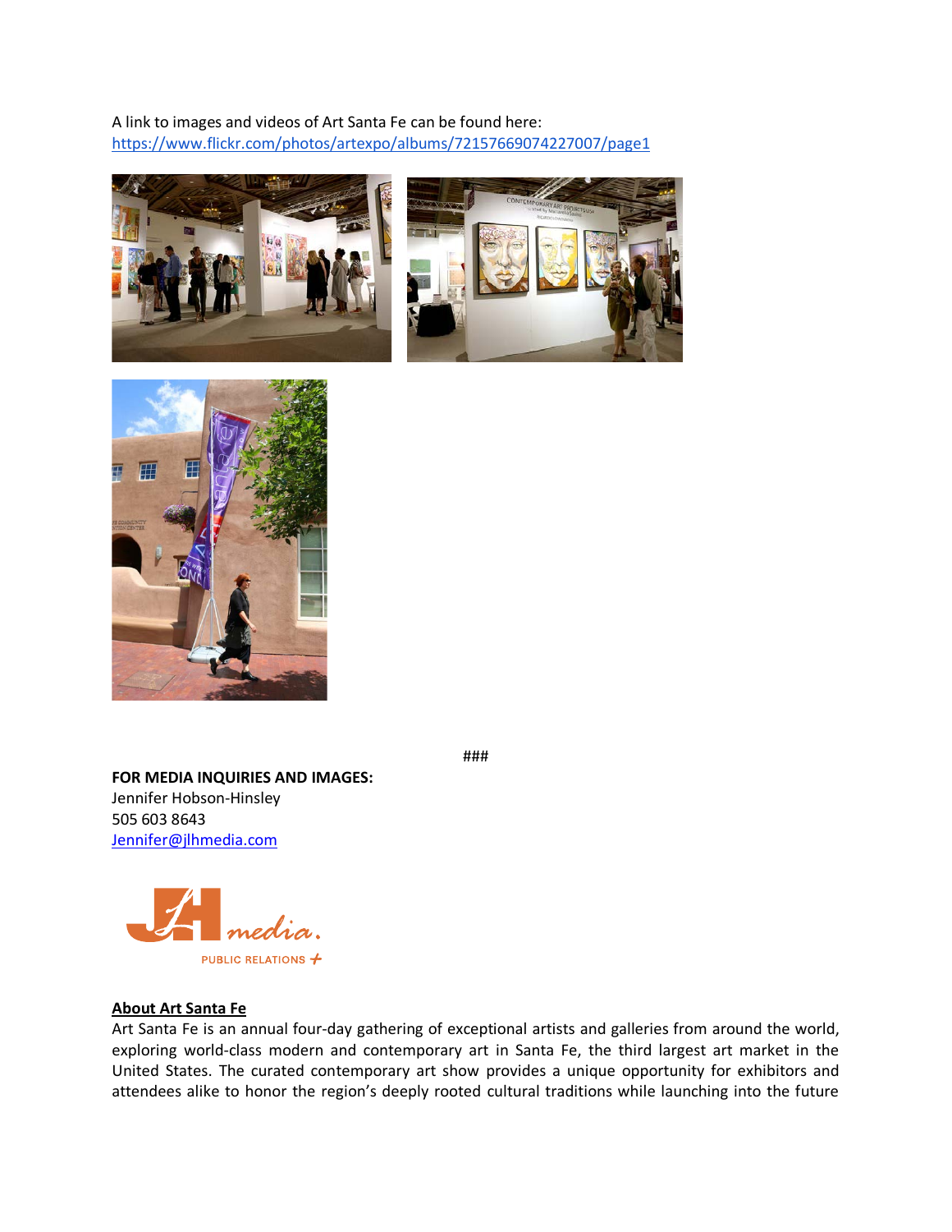A link to images and videos of Art Santa Fe can be found here:
https://www.flickr.com/photos/artexpo/albums/72157669074227007/page1

###

**FOR MEDIA INQUIRIES AND IMAGES:**
Jennifer Hobson-Hinsley
505 603 8643
Jennifer@jlhmedia.com

JLH media.
PUBLIC RELATIONS +

**About Art Santa Fe**
Art Santa Fe is an annual four-day gathering of exceptional artists and galleries from around the world, exploring world-class modern and contemporary art in Santa Fe, the third largest art market in the United States. The curated contemporary art show provides a unique opportunity for exhibitors and attendees alike to honor the region's deeply rooted cultural traditions while launching into the future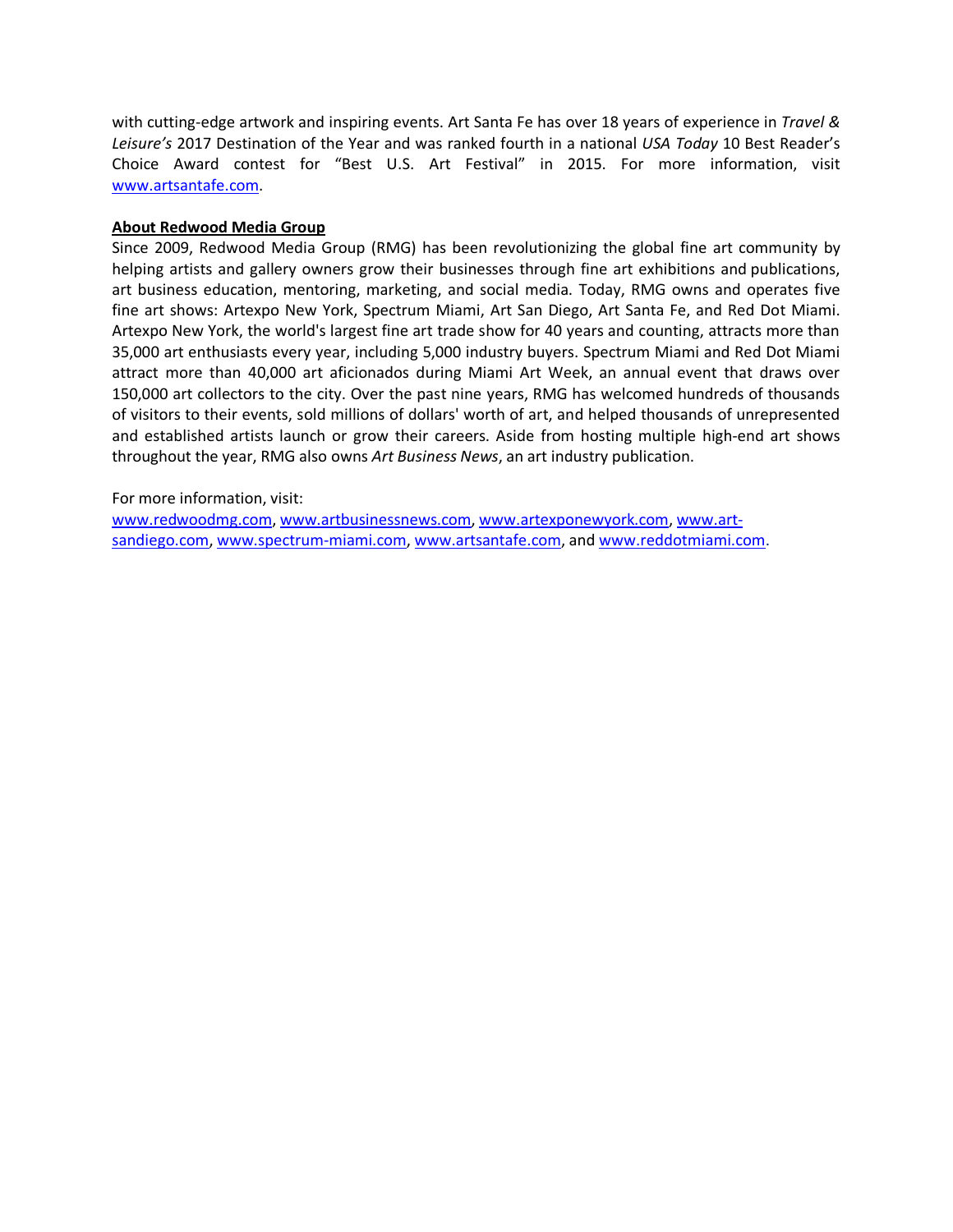with cutting-edge artwork and inspiring events. Art Santa Fe has over 18 years of experience in *Travel & Leisure's* 2017 Destination of the Year and was ranked fourth in a national *USA Today* 10 Best Reader's Choice Award contest for "Best U.S. Art Festival" in 2015. For more information, visit www.artsantafe.com.

**About Redwood Media Group**

Since 2009, Redwood Media Group (RMG) has been revolutionizing the global fine art community by helping artists and gallery owners grow their businesses through fine art exhibitions and publications, art business education, mentoring, marketing, and social media. Today, RMG owns and operates five fine art shows: Artexpo New York, Spectrum Miami, Art San Diego, Art Santa Fe, and Red Dot Miami. Artexpo New York, the world's largest fine art trade show for 40 years and counting, attracts more than 35,000 art enthusiasts every year, including 5,000 industry buyers. Spectrum Miami and Red Dot Miami attract more than 40,000 art aficionados during Miami Art Week, an annual event that draws over 150,000 art collectors to the city. Over the past nine years, RMG has welcomed hundreds of thousands of visitors to their events, sold millions of dollars' worth of art, and helped thousands of unrepresented and established artists launch or grow their careers. Aside from hosting multiple high-end art shows throughout the year, RMG also owns *Art Business News*, an art industry publication.

For more information, visit:
www.redwoodmg.com, www.artbusinessnews.com, www.artexponewyork.com, www.art-sandiego.com, www.spectrum-miami.com, www.artsantafe.com, and www.reddotmiami.com.